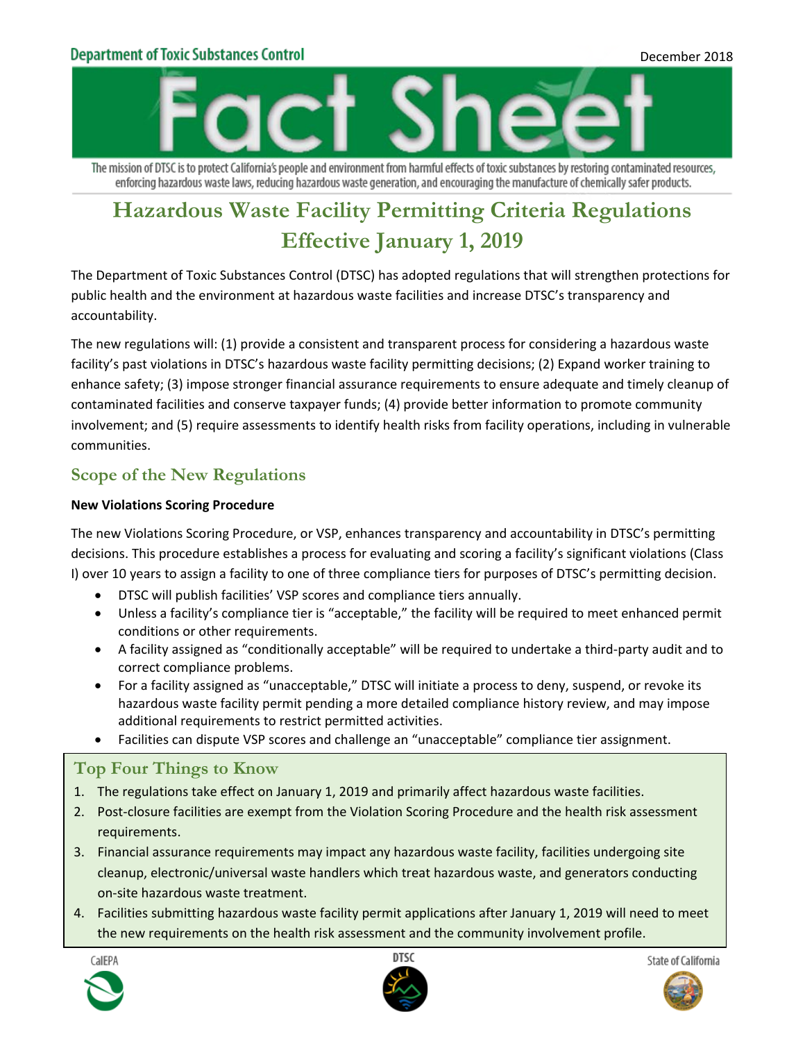Department of Toxic Substances Control

December 2018

# Fact Sheet

The mission of DTSC is to protect California's people and environment from harmful effects of toxic substances by restoring contaminated resources, enforcing hazardous waste laws, reducing hazardous waste generation, and encouraging the manufacture of chemically safer products.

# Hazardous Waste Facility Permitting Criteria Regulations Effective January 1, 2019

The Department of Toxic Substances Control (DTSC) has adopted regulations that will strengthen protections for public health and the environment at hazardous waste facilities and increase DTSC's transparency and accountability.

The new regulations will: (1) provide a consistent and transparent process for considering a hazardous waste facility's past violations in DTSC's hazardous waste facility permitting decisions; (2) Expand worker training to enhance safety; (3) impose stronger financial assurance requirements to ensure adequate and timely cleanup of contaminated facilities and conserve taxpayer funds; (4) provide better information to promote community involvement; and (5) require assessments to identify health risks from facility operations, including in vulnerable communities.

## Scope of the New Regulations

**New Violations Scoring Procedure**

The new Violations Scoring Procedure, or VSP, enhances transparency and accountability in DTSC's permitting decisions. This procedure establishes a process for evaluating and scoring a facility's significant violations (Class I) over 10 years to assign a facility to one of three compliance tiers for purposes of DTSC's permitting decision.

- DTSC will publish facilities' VSP scores and compliance tiers annually.
- Unless a facility's compliance tier is "acceptable," the facility will be required to meet enhanced permit conditions or other requirements.
- A facility assigned as "conditionally acceptable" will be required to undertake a third-party audit and to correct compliance problems.
- For a facility assigned as "unacceptable," DTSC will initiate a process to deny, suspend, or revoke its hazardous waste facility permit pending a more detailed compliance history review, and may impose additional requirements to restrict permitted activities.
- Facilities can dispute VSP scores and challenge an "unacceptable" compliance tier assignment.

## Top Four Things to Know

1. The regulations take effect on January 1, 2019 and primarily affect hazardous waste facilities.
2. Post-closure facilities are exempt from the Violation Scoring Procedure and the health risk assessment requirements.
3. Financial assurance requirements may impact any hazardous waste facility, facilities undergoing site cleanup, electronic/universal waste handlers which treat hazardous waste, and generators conducting on-site hazardous waste treatment.
4. Facilities submitting hazardous waste facility permit applications after January 1, 2019 will need to meet the new requirements on the health risk assessment and the community involvement profile.

CalEPA | DTSC | State of California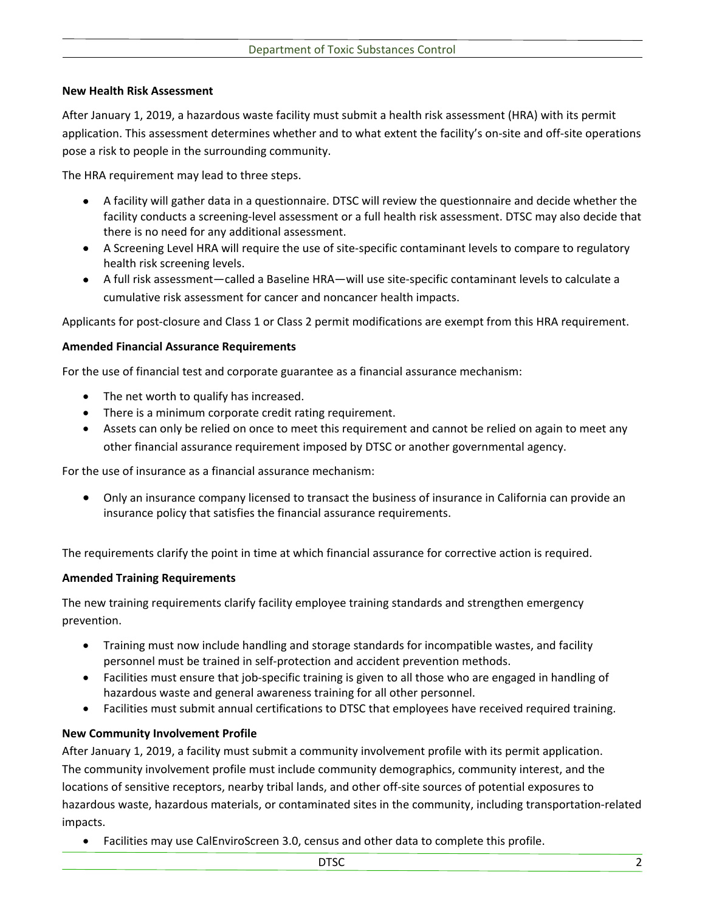**New Health Risk Assessment**

After January 1, 2019, a hazardous waste facility must submit a health risk assessment (HRA) with its permit application. This assessment determines whether and to what extent the facility's on-site and off-site operations pose a risk to people in the surrounding community.

The HRA requirement may lead to three steps.

- A facility will gather data in a questionnaire. DTSC will review the questionnaire and decide whether the facility conducts a screening-level assessment or a full health risk assessment. DTSC may also decide that there is no need for any additional assessment.
- A Screening Level HRA will require the use of site-specific contaminant levels to compare to regulatory health risk screening levels.
- A full risk assessment—called a Baseline HRA—will use site-specific contaminant levels to calculate a cumulative risk assessment for cancer and noncancer health impacts.

Applicants for post-closure and Class 1 or Class 2 permit modifications are exempt from this HRA requirement.

**Amended Financial Assurance Requirements**

For the use of financial test and corporate guarantee as a financial assurance mechanism:

- The net worth to qualify has increased.
- There is a minimum corporate credit rating requirement.
- Assets can only be relied on once to meet this requirement and cannot be relied on again to meet any other financial assurance requirement imposed by DTSC or another governmental agency.

For the use of insurance as a financial assurance mechanism:

- Only an insurance company licensed to transact the business of insurance in California can provide an insurance policy that satisfies the financial assurance requirements.

The requirements clarify the point in time at which financial assurance for corrective action is required.

**Amended Training Requirements**

The new training requirements clarify facility employee training standards and strengthen emergency prevention.

- Training must now include handling and storage standards for incompatible wastes, and facility personnel must be trained in self-protection and accident prevention methods.
- Facilities must ensure that job-specific training is given to all those who are engaged in handling of hazardous waste and general awareness training for all other personnel.
- Facilities must submit annual certifications to DTSC that employees have received required training.

**New Community Involvement Profile**

After January 1, 2019, a facility must submit a community involvement profile with its permit application. The community involvement profile must include community demographics, community interest, and the locations of sensitive receptors, nearby tribal lands, and other off-site sources of potential exposures to hazardous waste, hazardous materials, or contaminated sites in the community, including transportation-related impacts.

- Facilities may use CalEnviroScreen 3.0, census and other data to complete this profile.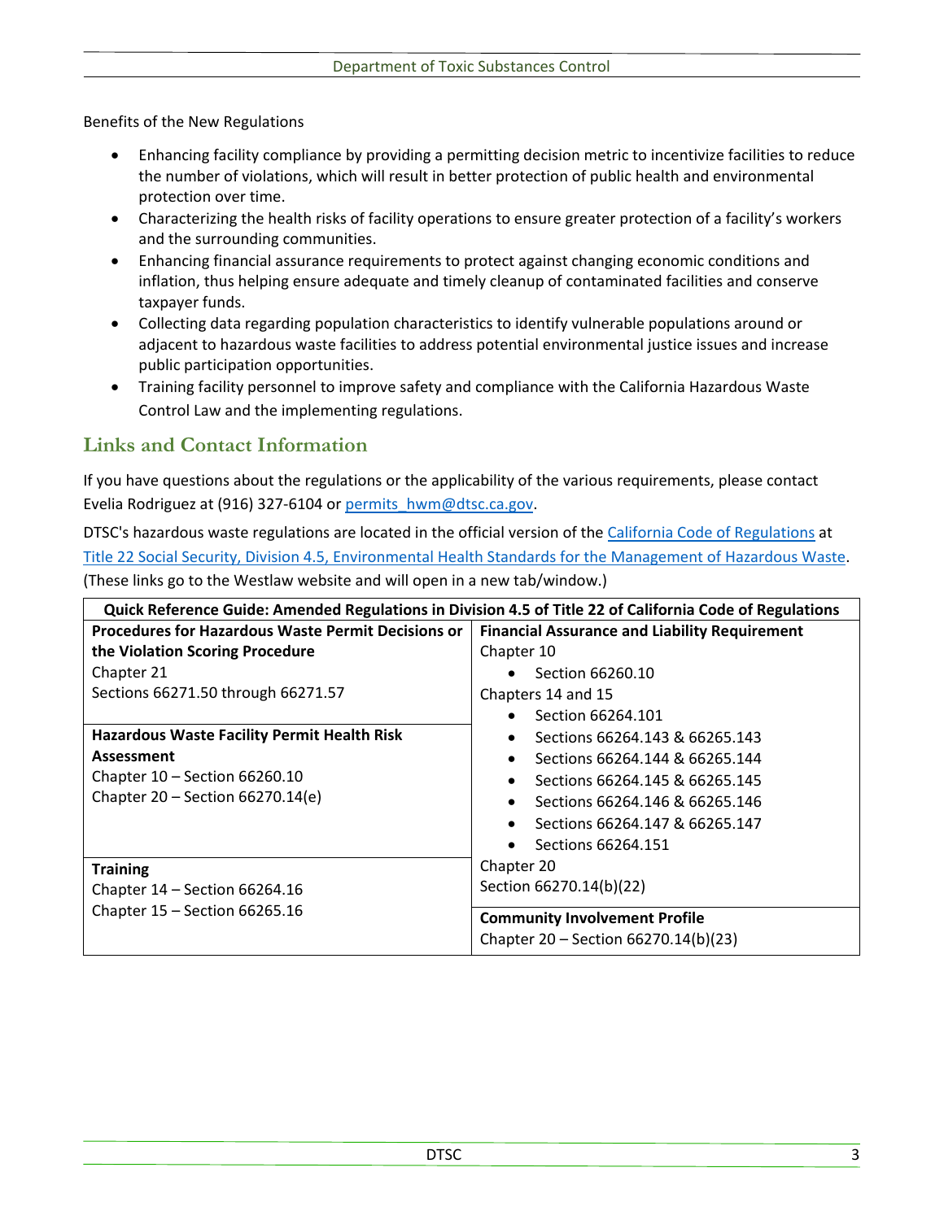Benefits of the New Regulations

- Enhancing facility compliance by providing a permitting decision metric to incentivize facilities to reduce the number of violations, which will result in better protection of public health and environmental protection over time.
- Characterizing the health risks of facility operations to ensure greater protection of a facility's workers and the surrounding communities.
- Enhancing financial assurance requirements to protect against changing economic conditions and inflation, thus helping ensure adequate and timely cleanup of contaminated facilities and conserve taxpayer funds.
- Collecting data regarding population characteristics to identify vulnerable populations around or adjacent to hazardous waste facilities to address potential environmental justice issues and increase public participation opportunities.
- Training facility personnel to improve safety and compliance with the California Hazardous Waste Control Law and the implementing regulations.

## Links and Contact Information

If you have questions about the regulations or the applicability of the various requirements, please contact Evelia Rodriguez at (916) 327-6104 or permits_hwm@dtsc.ca.gov.

DTSC's hazardous waste regulations are located in the official version of the California Code of Regulations at Title 22 Social Security, Division 4.5, Environmental Health Standards for the Management of Hazardous Waste. (These links go to the Westlaw website and will open in a new tab/window.)

| Quick Reference Guide: Amended Regulations in Division 4.5 of Title 22 of California Code of Regulations | |
|---|---|
| **Procedures for Hazardous Waste Permit Decisions or the Violation Scoring Procedure**<br>Chapter 21<br>Sections 66271.50 through 66271.57 | **Financial Assurance and Liability Requirement**<br>Chapter 10<br>• Section 66260.10<br>Chapters 14 and 15<br>• Section 66264.101<br>• Sections 66264.143 & 66265.143<br>• Sections 66264.144 & 66265.144<br>• Sections 66264.145 & 66265.145<br>• Sections 66264.146 & 66265.146<br>• Sections 66264.147 & 66265.147<br>• Sections 66264.151<br>Chapter 20<br>Section 66270.14(b)(22) |
| **Hazardous Waste Facility Permit Health Risk Assessment**<br>Chapter 10 – Section 66260.10<br>Chapter 20 – Section 66270.14(e) | |
| **Training**<br>Chapter 14 – Section 66264.16<br>Chapter 15 – Section 66265.16 | **Community Involvement Profile**<br>Chapter 20 – Section 66270.14(b)(23) |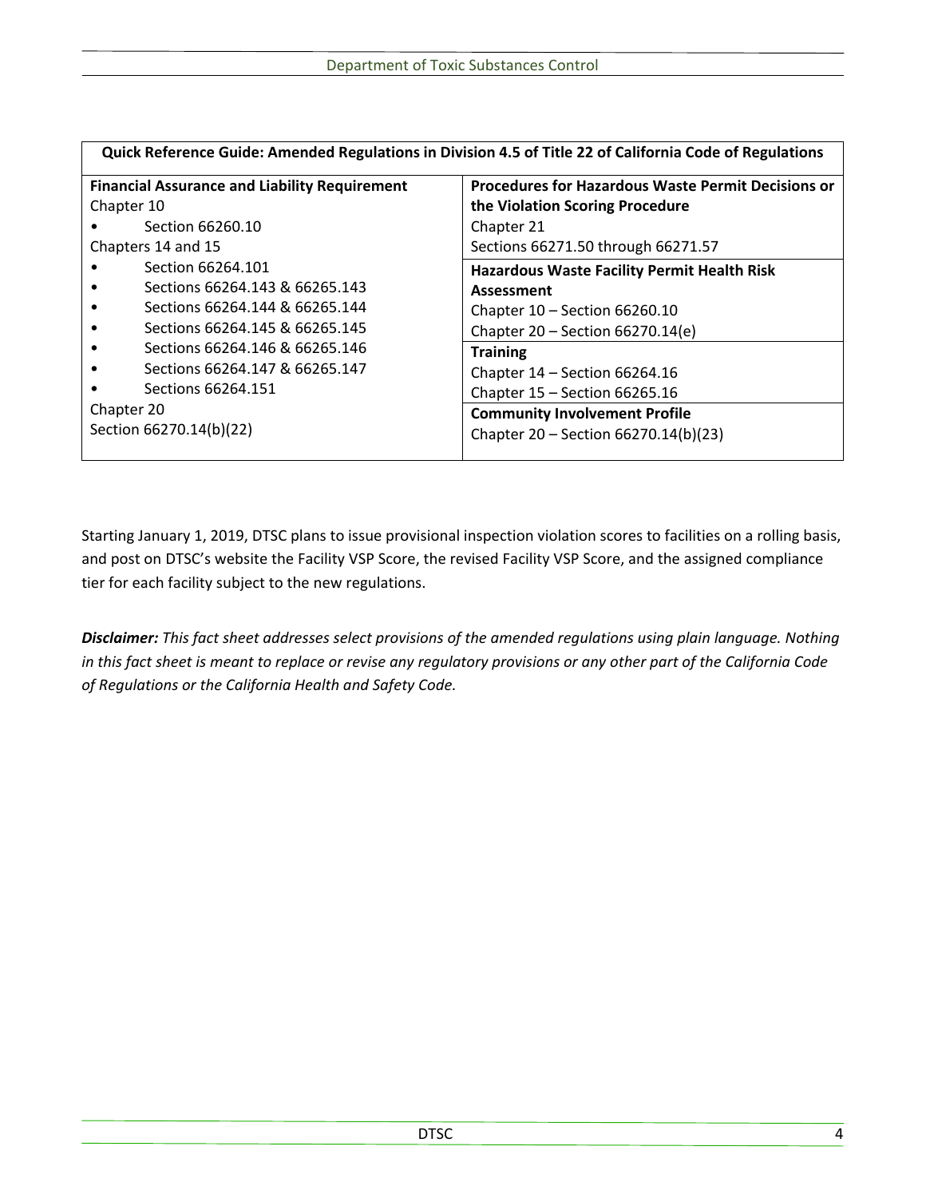| Quick Reference Guide: Amended Regulations in Division 4.5 of Title 22 of California Code of Regulations | |
|---|---|
| **Financial Assurance and Liability Requirement**<br>Chapter 10<br>• Section 66260.10<br>Chapters 14 and 15<br>• Section 66264.101<br>• Sections 66264.143 & 66265.143<br>• Sections 66264.144 & 66265.144<br>• Sections 66264.145 & 66265.145<br>• Sections 66264.146 & 66265.146<br>• Sections 66264.147 & 66265.147<br>• Sections 66264.151<br>Chapter 20<br>Section 66270.14(b)(22) | **Procedures for Hazardous Waste Permit Decisions or the Violation Scoring Procedure**<br>Chapter 21<br>Sections 66271.50 through 66271.57<br><br>**Hazardous Waste Facility Permit Health Risk Assessment**<br>Chapter 10 – Section 66260.10<br>Chapter 20 – Section 66270.14(e)<br><br>**Training**<br>Chapter 14 – Section 66264.16<br>Chapter 15 – Section 66265.16<br><br>**Community Involvement Profile**<br>Chapter 20 – Section 66270.14(b)(23) |

Starting January 1, 2019, DTSC plans to issue provisional inspection violation scores to facilities on a rolling basis, and post on DTSC's website the Facility VSP Score, the revised Facility VSP Score, and the assigned compliance tier for each facility subject to the new regulations.

***Disclaimer:*** *This fact sheet addresses select provisions of the amended regulations using plain language. Nothing in this fact sheet is meant to replace or revise any regulatory provisions or any other part of the California Code of Regulations or the California Health and Safety Code.*